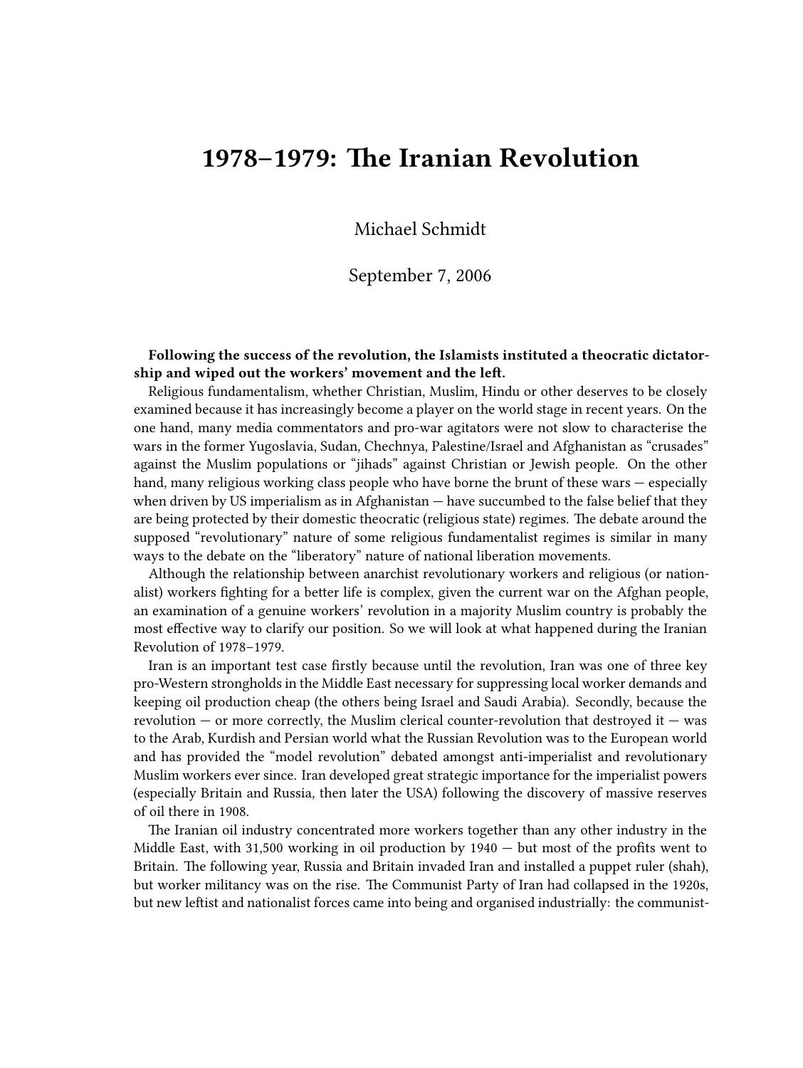# 1978–1979: The Iranian Revolution

Michael Schmidt

September 7, 2006

**Following the success of the revolution, the Islamists instituted a theocratic dictatorship and wiped out the workers' movement and the left.**

Religious fundamentalism, whether Christian, Muslim, Hindu or other deserves to be closely examined because it has increasingly become a player on the world stage in recent years. On the one hand, many media commentators and pro-war agitators were not slow to characterise the wars in the former Yugoslavia, Sudan, Chechnya, Palestine/Israel and Afghanistan as "crusades" against the Muslim populations or "jihads" against Christian or Jewish people. On the other hand, many religious working class people who have borne the brunt of these wars — especially when driven by US imperialism as in Afghanistan — have succumbed to the false belief that they are being protected by their domestic theocratic (religious state) regimes. The debate around the supposed "revolutionary" nature of some religious fundamentalist regimes is similar in many ways to the debate on the "liberatory" nature of national liberation movements.

Although the relationship between anarchist revolutionary workers and religious (or nationalist) workers fighting for a better life is complex, given the current war on the Afghan people, an examination of a genuine workers' revolution in a majority Muslim country is probably the most effective way to clarify our position. So we will look at what happened during the Iranian Revolution of 1978–1979.

Iran is an important test case firstly because until the revolution, Iran was one of three key pro-Western strongholds in the Middle East necessary for suppressing local worker demands and keeping oil production cheap (the others being Israel and Saudi Arabia). Secondly, because the revolution — or more correctly, the Muslim clerical counter-revolution that destroyed it — was to the Arab, Kurdish and Persian world what the Russian Revolution was to the European world and has provided the "model revolution" debated amongst anti-imperialist and revolutionary Muslim workers ever since. Iran developed great strategic importance for the imperialist powers (especially Britain and Russia, then later the USA) following the discovery of massive reserves of oil there in 1908.

The Iranian oil industry concentrated more workers together than any other industry in the Middle East, with 31,500 working in oil production by 1940 — but most of the profits went to Britain. The following year, Russia and Britain invaded Iran and installed a puppet ruler (shah), but worker militancy was on the rise. The Communist Party of Iran had collapsed in the 1920s, but new leftist and nationalist forces came into being and organised industrially: the communist-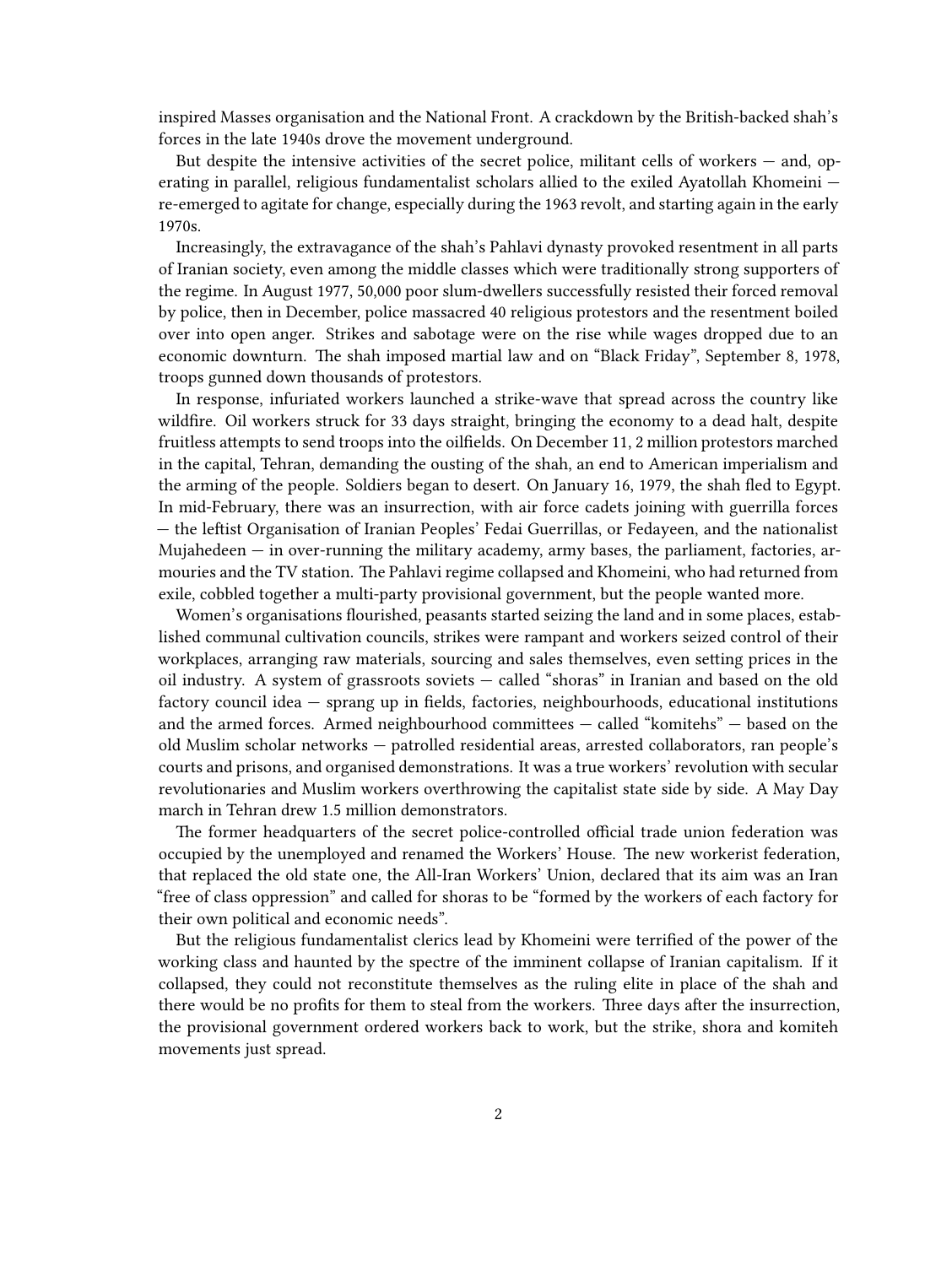inspired Masses organisation and the National Front. A crackdown by the British-backed shah's forces in the late 1940s drove the movement underground.

But despite the intensive activities of the secret police, militant cells of workers — and, operating in parallel, religious fundamentalist scholars allied to the exiled Ayatollah Khomeini — re-emerged to agitate for change, especially during the 1963 revolt, and starting again in the early 1970s.

Increasingly, the extravagance of the shah's Pahlavi dynasty provoked resentment in all parts of Iranian society, even among the middle classes which were traditionally strong supporters of the regime. In August 1977, 50,000 poor slum-dwellers successfully resisted their forced removal by police, then in December, police massacred 40 religious protestors and the resentment boiled over into open anger. Strikes and sabotage were on the rise while wages dropped due to an economic downturn. The shah imposed martial law and on "Black Friday", September 8, 1978, troops gunned down thousands of protestors.

In response, infuriated workers launched a strike-wave that spread across the country like wildfire. Oil workers struck for 33 days straight, bringing the economy to a dead halt, despite fruitless attempts to send troops into the oilfields. On December 11, 2 million protestors marched in the capital, Tehran, demanding the ousting of the shah, an end to American imperialism and the arming of the people. Soldiers began to desert. On January 16, 1979, the shah fled to Egypt. In mid-February, there was an insurrection, with air force cadets joining with guerrilla forces — the leftist Organisation of Iranian Peoples' Fedai Guerrillas, or Fedayeen, and the nationalist Mujahedeen — in over-running the military academy, army bases, the parliament, factories, armouries and the TV station. The Pahlavi regime collapsed and Khomeini, who had returned from exile, cobbled together a multi-party provisional government, but the people wanted more.

Women's organisations flourished, peasants started seizing the land and in some places, established communal cultivation councils, strikes were rampant and workers seized control of their workplaces, arranging raw materials, sourcing and sales themselves, even setting prices in the oil industry. A system of grassroots soviets — called "shoras" in Iranian and based on the old factory council idea — sprang up in fields, factories, neighbourhoods, educational institutions and the armed forces. Armed neighbourhood committees — called "komitehs" — based on the old Muslim scholar networks — patrolled residential areas, arrested collaborators, ran people's courts and prisons, and organised demonstrations. It was a true workers' revolution with secular revolutionaries and Muslim workers overthrowing the capitalist state side by side. A May Day march in Tehran drew 1.5 million demonstrators.

The former headquarters of the secret police-controlled official trade union federation was occupied by the unemployed and renamed the Workers' House. The new workerist federation, that replaced the old state one, the All-Iran Workers' Union, declared that its aim was an Iran "free of class oppression" and called for shoras to be "formed by the workers of each factory for their own political and economic needs".

But the religious fundamentalist clerics lead by Khomeini were terrified of the power of the working class and haunted by the spectre of the imminent collapse of Iranian capitalism. If it collapsed, they could not reconstitute themselves as the ruling elite in place of the shah and there would be no profits for them to steal from the workers. Three days after the insurrection, the provisional government ordered workers back to work, but the strike, shora and komiteh movements just spread.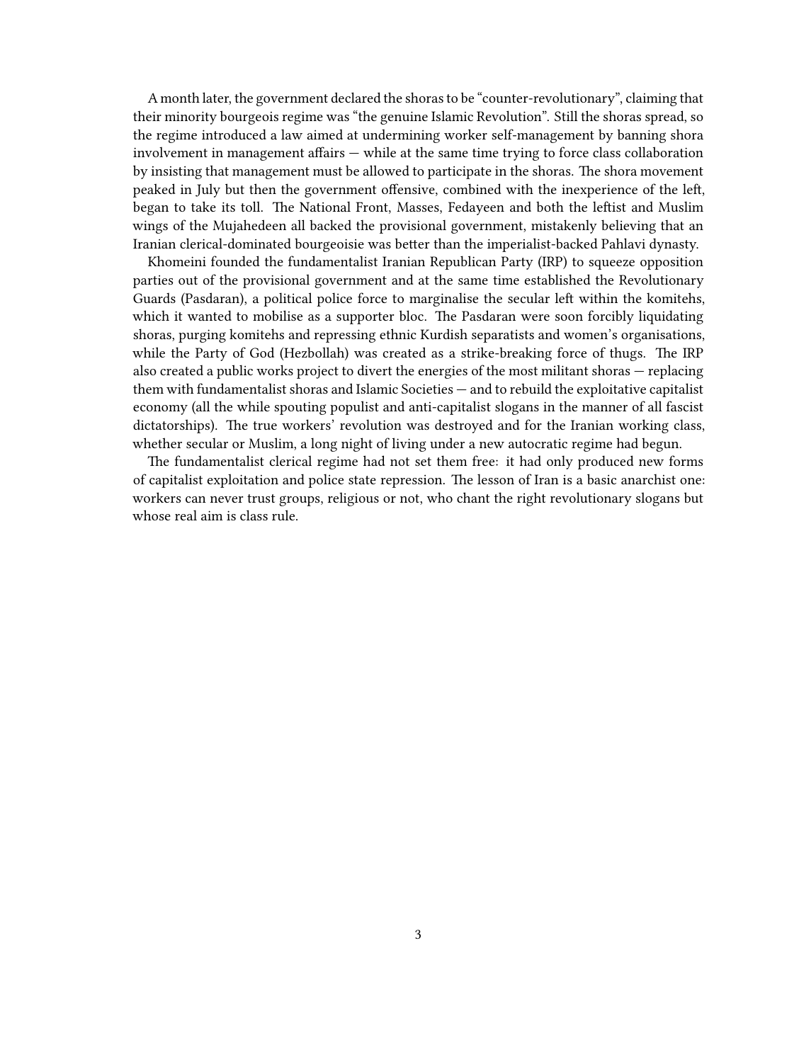A month later, the government declared the shoras to be “counter-revolutionary”, claiming that their minority bourgeois regime was “the genuine Islamic Revolution”. Still the shoras spread, so the regime introduced a law aimed at undermining worker self-management by banning shora involvement in management affairs — while at the same time trying to force class collaboration by insisting that management must be allowed to participate in the shoras. The shora movement peaked in July but then the government offensive, combined with the inexperience of the left, began to take its toll. The National Front, Masses, Fedayeen and both the leftist and Muslim wings of the Mujahedeen all backed the provisional government, mistakenly believing that an Iranian clerical-dominated bourgeoisie was better than the imperialist-backed Pahlavi dynasty.

Khomeini founded the fundamentalist Iranian Republican Party (IRP) to squeeze opposition parties out of the provisional government and at the same time established the Revolutionary Guards (Pasdaran), a political police force to marginalise the secular left within the komitehs, which it wanted to mobilise as a supporter bloc. The Pasdaran were soon forcibly liquidating shoras, purging komitehs and repressing ethnic Kurdish separatists and women’s organisations, while the Party of God (Hezbollah) was created as a strike-breaking force of thugs. The IRP also created a public works project to divert the energies of the most militant shoras — replacing them with fundamentalist shoras and Islamic Societies — and to rebuild the exploitative capitalist economy (all the while spouting populist and anti-capitalist slogans in the manner of all fascist dictatorships). The true workers’ revolution was destroyed and for the Iranian working class, whether secular or Muslim, a long night of living under a new autocratic regime had begun.

The fundamentalist clerical regime had not set them free: it had only produced new forms of capitalist exploitation and police state repression. The lesson of Iran is a basic anarchist one: workers can never trust groups, religious or not, who chant the right revolutionary slogans but whose real aim is class rule.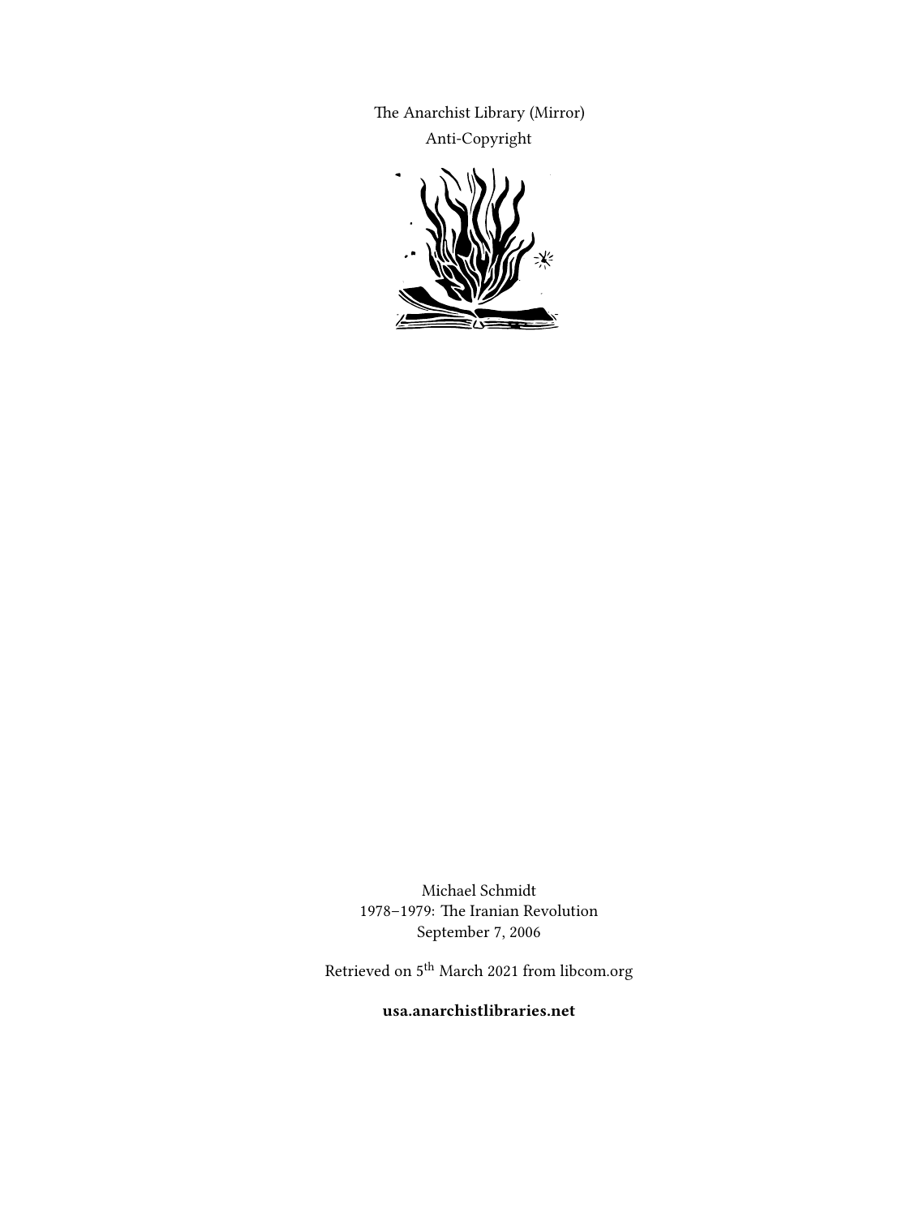The Anarchist Library (Mirror)
Anti-Copyright

Michael Schmidt
1978–1979: The Iranian Revolution
September 7, 2006

Retrieved on 5th March 2021 from libcom.org

**usa.anarchistlibraries.net**